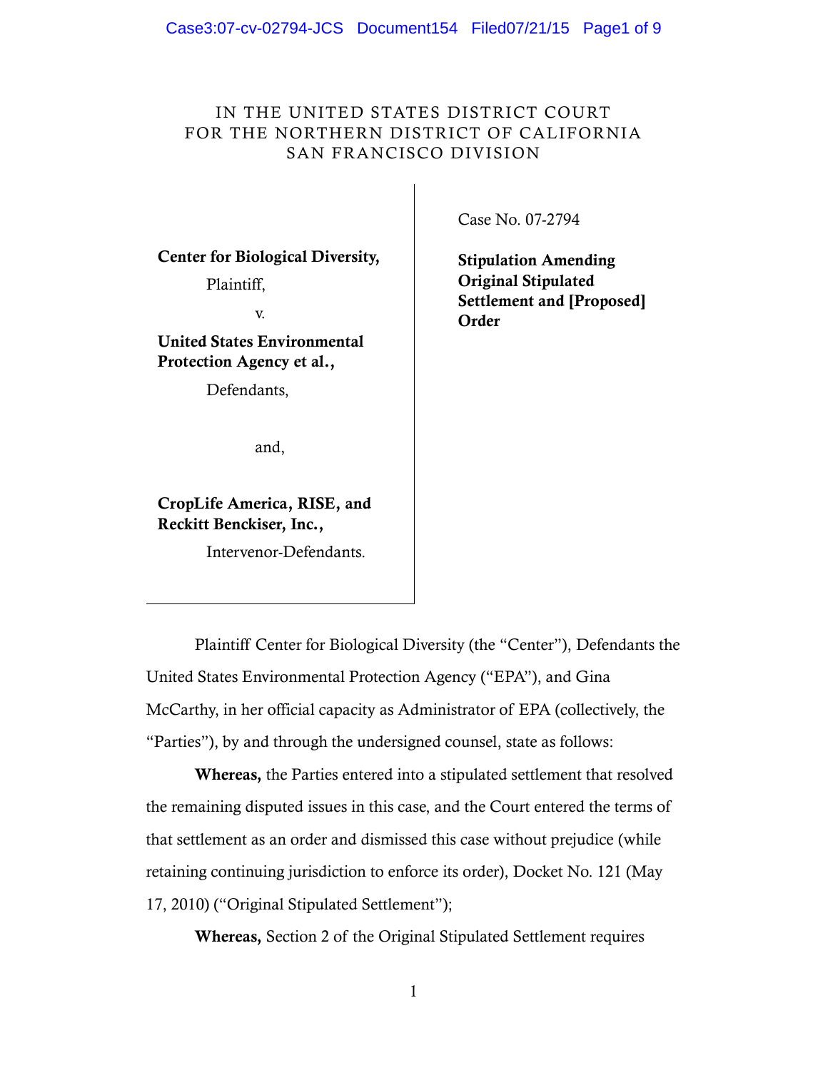IN THE UNITED STATES DISTRICT COURT
FOR THE NORTHERN DISTRICT OF CALIFORNIA
SAN FRANCISCO DIVISION

| | |
|---|---|
| **Center for Biological Diversity,**<br>Plaintiff,<br>v.<br>**United States Environmental Protection Agency et al.,**<br>Defendants,<br>and,<br>**CropLife America, RISE, and Reckitt Benckiser, Inc.,**<br>Intervenor-Defendants. | Case No. 07-2794<br><br>**Stipulation Amending Original Stipulated Settlement and [Proposed] Order** |

Plaintiff Center for Biological Diversity (the "Center"), Defendants the United States Environmental Protection Agency ("EPA"), and Gina McCarthy, in her official capacity as Administrator of EPA (collectively, the "Parties"), by and through the undersigned counsel, state as follows:

**Whereas,** the Parties entered into a stipulated settlement that resolved the remaining disputed issues in this case, and the Court entered the terms of that settlement as an order and dismissed this case without prejudice (while retaining continuing jurisdiction to enforce its order), Docket No. 121 (May 17, 2010) ("Original Stipulated Settlement");

**Whereas,** Section 2 of the Original Stipulated Settlement requires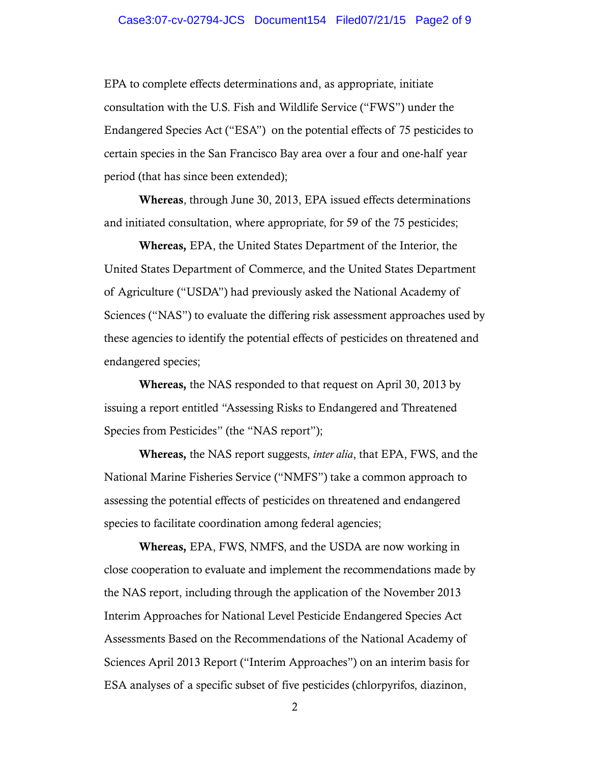EPA to complete effects determinations and, as appropriate, initiate consultation with the U.S. Fish and Wildlife Service ("FWS") under the Endangered Species Act ("ESA") on the potential effects of 75 pesticides to certain species in the San Francisco Bay area over a four and one-half year period (that has since been extended);

**Whereas**, through June 30, 2013, EPA issued effects determinations and initiated consultation, where appropriate, for 59 of the 75 pesticides;

**Whereas,** EPA, the United States Department of the Interior, the United States Department of Commerce, and the United States Department of Agriculture ("USDA") had previously asked the National Academy of Sciences ("NAS") to evaluate the differing risk assessment approaches used by these agencies to identify the potential effects of pesticides on threatened and endangered species;

**Whereas,** the NAS responded to that request on April 30, 2013 by issuing a report entitled "Assessing Risks to Endangered and Threatened Species from Pesticides" (the "NAS report");

**Whereas,** the NAS report suggests, *inter alia*, that EPA, FWS, and the National Marine Fisheries Service ("NMFS") take a common approach to assessing the potential effects of pesticides on threatened and endangered species to facilitate coordination among federal agencies;

**Whereas,** EPA, FWS, NMFS, and the USDA are now working in close cooperation to evaluate and implement the recommendations made by the NAS report, including through the application of the November 2013 Interim Approaches for National Level Pesticide Endangered Species Act Assessments Based on the Recommendations of the National Academy of Sciences April 2013 Report ("Interim Approaches") on an interim basis for ESA analyses of a specific subset of five pesticides (chlorpyrifos, diazinon,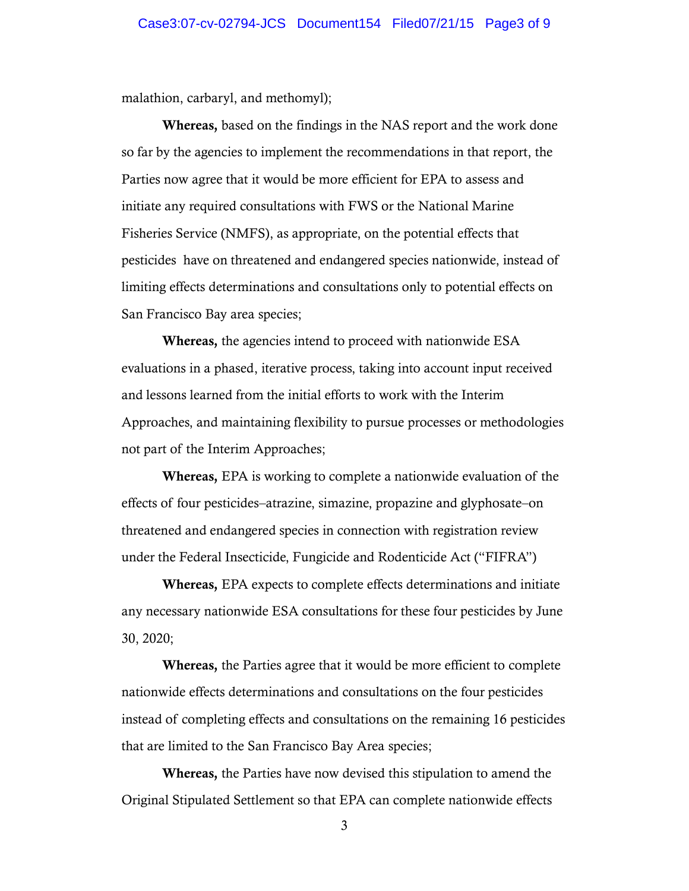malathion, carbaryl, and methomyl);

**Whereas,** based on the findings in the NAS report and the work done so far by the agencies to implement the recommendations in that report, the Parties now agree that it would be more efficient for EPA to assess and initiate any required consultations with FWS or the National Marine Fisheries Service (NMFS), as appropriate, on the potential effects that pesticides have on threatened and endangered species nationwide, instead of limiting effects determinations and consultations only to potential effects on San Francisco Bay area species;

**Whereas,** the agencies intend to proceed with nationwide ESA evaluations in a phased, iterative process, taking into account input received and lessons learned from the initial efforts to work with the Interim Approaches, and maintaining flexibility to pursue processes or methodologies not part of the Interim Approaches;

**Whereas,** EPA is working to complete a nationwide evaluation of the effects of four pesticides–atrazine, simazine, propazine and glyphosate–on threatened and endangered species in connection with registration review under the Federal Insecticide, Fungicide and Rodenticide Act ("FIFRA")

**Whereas,** EPA expects to complete effects determinations and initiate any necessary nationwide ESA consultations for these four pesticides by June 30, 2020;

**Whereas,** the Parties agree that it would be more efficient to complete nationwide effects determinations and consultations on the four pesticides instead of completing effects and consultations on the remaining 16 pesticides that are limited to the San Francisco Bay Area species;

**Whereas,** the Parties have now devised this stipulation to amend the Original Stipulated Settlement so that EPA can complete nationwide effects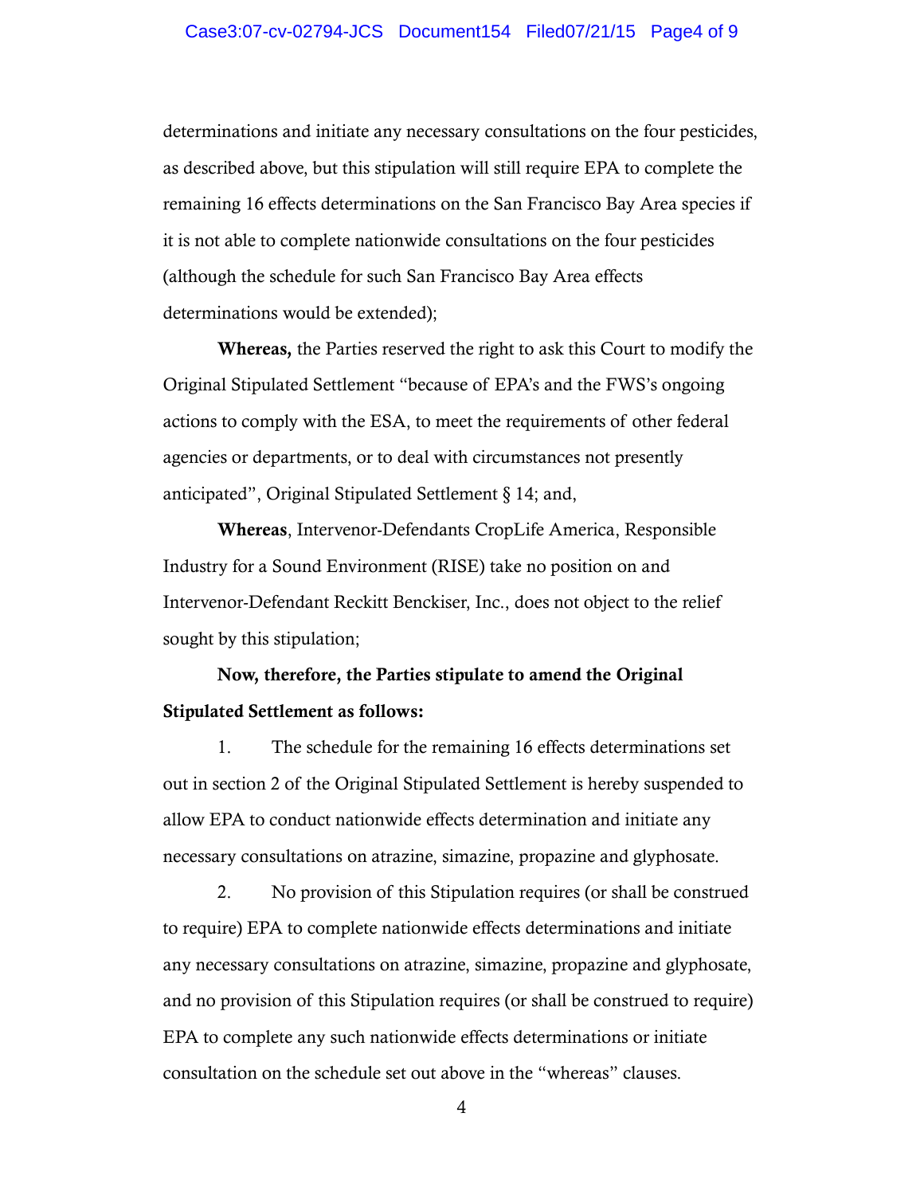determinations and initiate any necessary consultations on the four pesticides, as described above, but this stipulation will still require EPA to complete the remaining 16 effects determinations on the San Francisco Bay Area species if it is not able to complete nationwide consultations on the four pesticides (although the schedule for such San Francisco Bay Area effects determinations would be extended);

**Whereas,** the Parties reserved the right to ask this Court to modify the Original Stipulated Settlement "because of EPA's and the FWS's ongoing actions to comply with the ESA, to meet the requirements of other federal agencies or departments, or to deal with circumstances not presently anticipated", Original Stipulated Settlement § 14; and,

**Whereas**, Intervenor-Defendants CropLife America, Responsible Industry for a Sound Environment (RISE) take no position on and Intervenor-Defendant Reckitt Benckiser, Inc., does not object to the relief sought by this stipulation;

**Now, therefore, the Parties stipulate to amend the Original Stipulated Settlement as follows:**

1. The schedule for the remaining 16 effects determinations set out in section 2 of the Original Stipulated Settlement is hereby suspended to allow EPA to conduct nationwide effects determination and initiate any necessary consultations on atrazine, simazine, propazine and glyphosate.

2. No provision of this Stipulation requires (or shall be construed to require) EPA to complete nationwide effects determinations and initiate any necessary consultations on atrazine, simazine, propazine and glyphosate, and no provision of this Stipulation requires (or shall be construed to require) EPA to complete any such nationwide effects determinations or initiate consultation on the schedule set out above in the "whereas" clauses.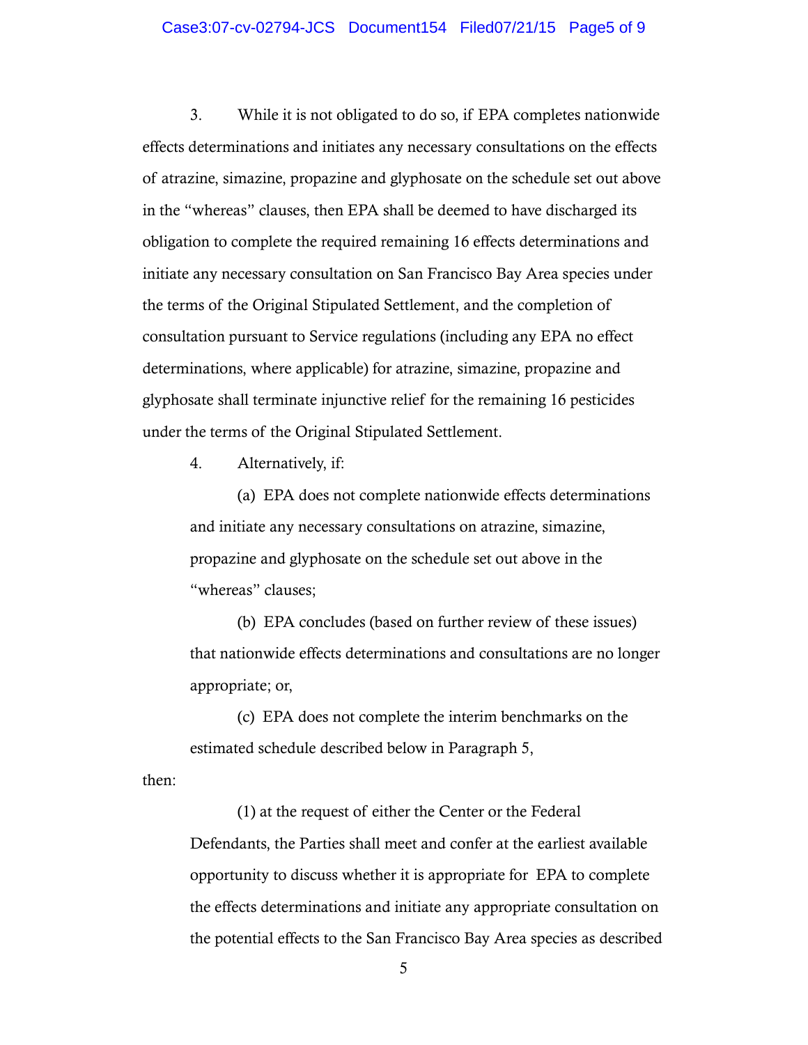3. While it is not obligated to do so, if EPA completes nationwide effects determinations and initiates any necessary consultations on the effects of atrazine, simazine, propazine and glyphosate on the schedule set out above in the "whereas" clauses, then EPA shall be deemed to have discharged its obligation to complete the required remaining 16 effects determinations and initiate any necessary consultation on San Francisco Bay Area species under the terms of the Original Stipulated Settlement, and the completion of consultation pursuant to Service regulations (including any EPA no effect determinations, where applicable) for atrazine, simazine, propazine and glyphosate shall terminate injunctive relief for the remaining 16 pesticides under the terms of the Original Stipulated Settlement.

4. Alternatively, if:

> (a) EPA does not complete nationwide effects determinations and initiate any necessary consultations on atrazine, simazine, propazine and glyphosate on the schedule set out above in the "whereas" clauses;
>
> (b) EPA concludes (based on further review of these issues) that nationwide effects determinations and consultations are no longer appropriate; or,
>
> (c) EPA does not complete the interim benchmarks on the estimated schedule described below in Paragraph 5,

then:

> (1) at the request of either the Center or the Federal Defendants, the Parties shall meet and confer at the earliest available opportunity to discuss whether it is appropriate for EPA to complete the effects determinations and initiate any appropriate consultation on the potential effects to the San Francisco Bay Area species as described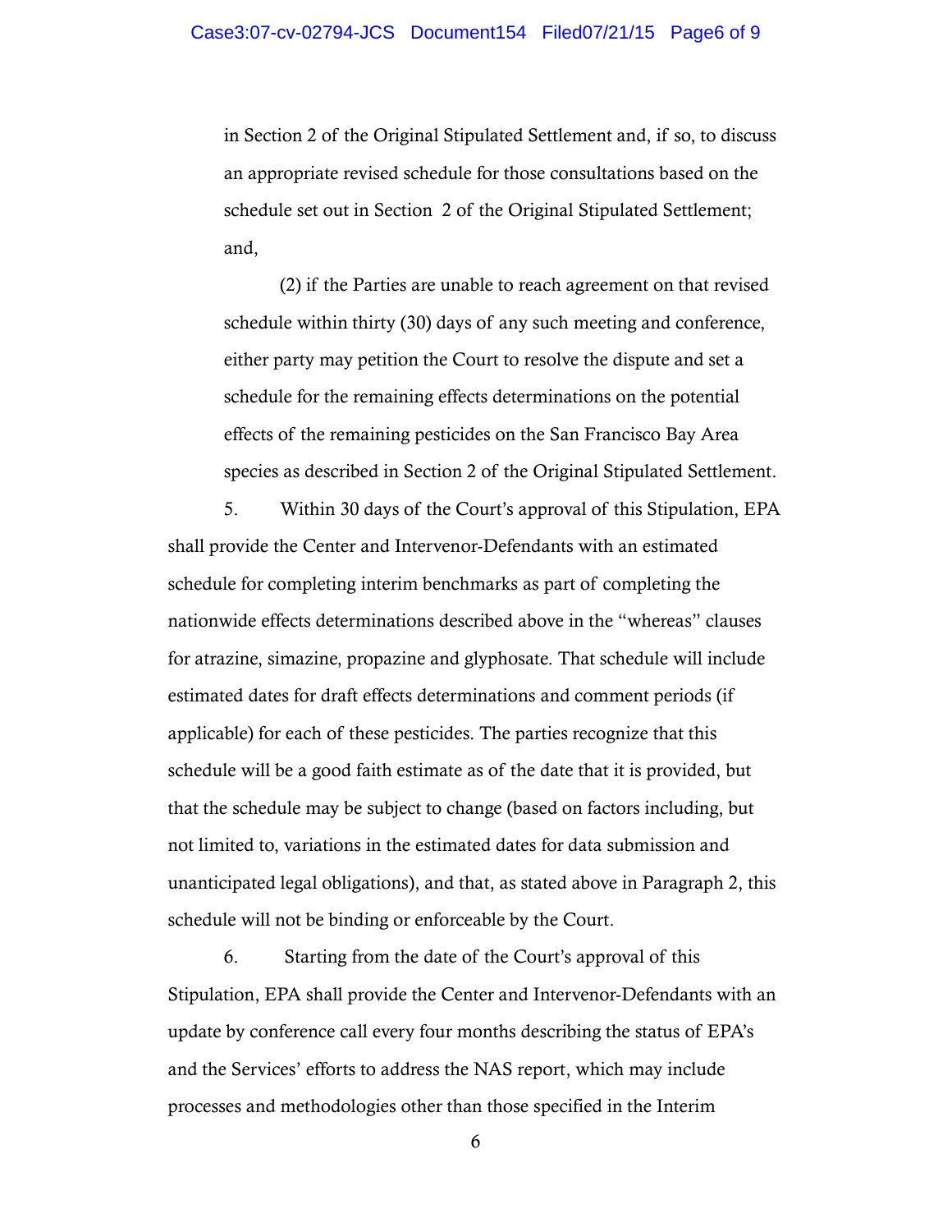in Section 2 of the Original Stipulated Settlement and, if so, to discuss an appropriate revised schedule for those consultations based on the schedule set out in Section 2 of the Original Stipulated Settlement; and,

(2) if the Parties are unable to reach agreement on that revised schedule within thirty (30) days of any such meeting and conference, either party may petition the Court to resolve the dispute and set a schedule for the remaining effects determinations on the potential effects of the remaining pesticides on the San Francisco Bay Area species as described in Section 2 of the Original Stipulated Settlement.

5. Within 30 days of the Court's approval of this Stipulation, EPA shall provide the Center and Intervenor-Defendants with an estimated schedule for completing interim benchmarks as part of completing the nationwide effects determinations described above in the "whereas" clauses for atrazine, simazine, propazine and glyphosate. That schedule will include estimated dates for draft effects determinations and comment periods (if applicable) for each of these pesticides. The parties recognize that this schedule will be a good faith estimate as of the date that it is provided, but that the schedule may be subject to change (based on factors including, but not limited to, variations in the estimated dates for data submission and unanticipated legal obligations), and that, as stated above in Paragraph 2, this schedule will not be binding or enforceable by the Court.

6. Starting from the date of the Court's approval of this Stipulation, EPA shall provide the Center and Intervenor-Defendants with an update by conference call every four months describing the status of EPA's and the Services' efforts to address the NAS report, which may include processes and methodologies other than those specified in the Interim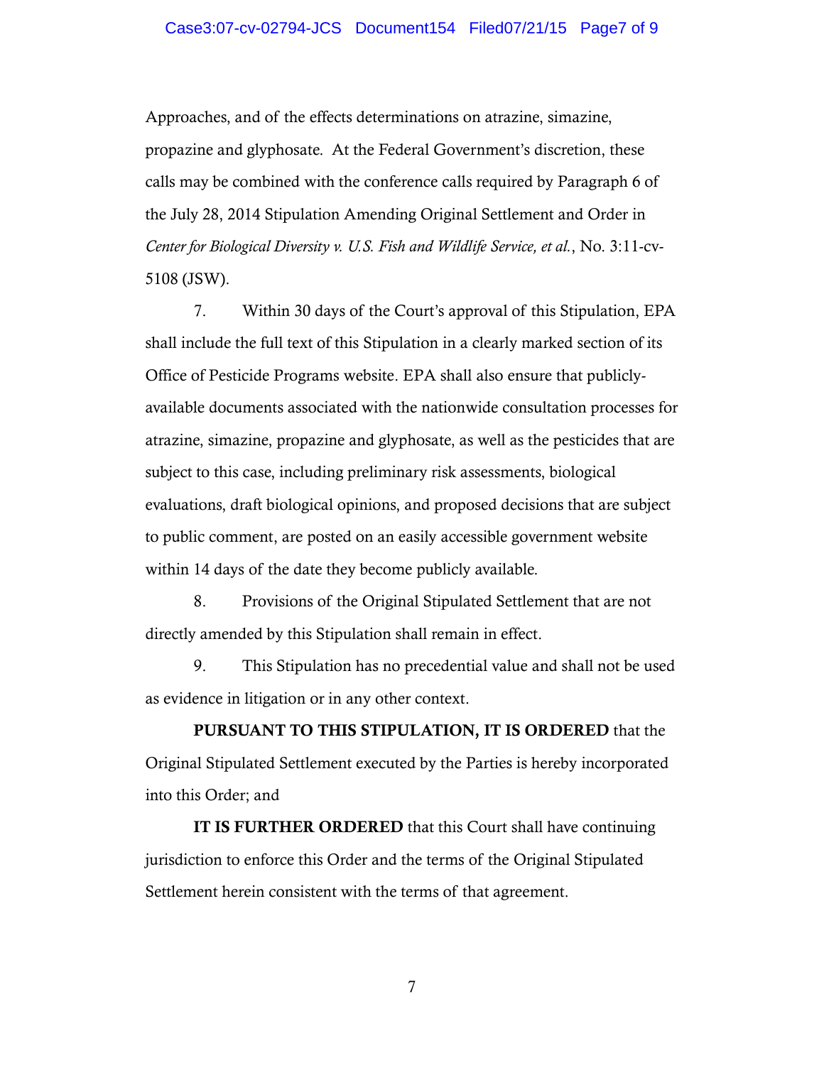Approaches, and of the effects determinations on atrazine, simazine, propazine and glyphosate. At the Federal Government's discretion, these calls may be combined with the conference calls required by Paragraph 6 of the July 28, 2014 Stipulation Amending Original Settlement and Order in *Center for Biological Diversity v. U.S. Fish and Wildlife Service, et al.*, No. 3:11-cv-5108 (JSW).

7. Within 30 days of the Court's approval of this Stipulation, EPA shall include the full text of this Stipulation in a clearly marked section of its Office of Pesticide Programs website. EPA shall also ensure that publicly-available documents associated with the nationwide consultation processes for atrazine, simazine, propazine and glyphosate, as well as the pesticides that are subject to this case, including preliminary risk assessments, biological evaluations, draft biological opinions, and proposed decisions that are subject to public comment, are posted on an easily accessible government website within 14 days of the date they become publicly available.

8. Provisions of the Original Stipulated Settlement that are not directly amended by this Stipulation shall remain in effect.

9. This Stipulation has no precedential value and shall not be used as evidence in litigation or in any other context.

**PURSUANT TO THIS STIPULATION, IT IS ORDERED** that the Original Stipulated Settlement executed by the Parties is hereby incorporated into this Order; and

**IT IS FURTHER ORDERED** that this Court shall have continuing jurisdiction to enforce this Order and the terms of the Original Stipulated Settlement herein consistent with the terms of that agreement.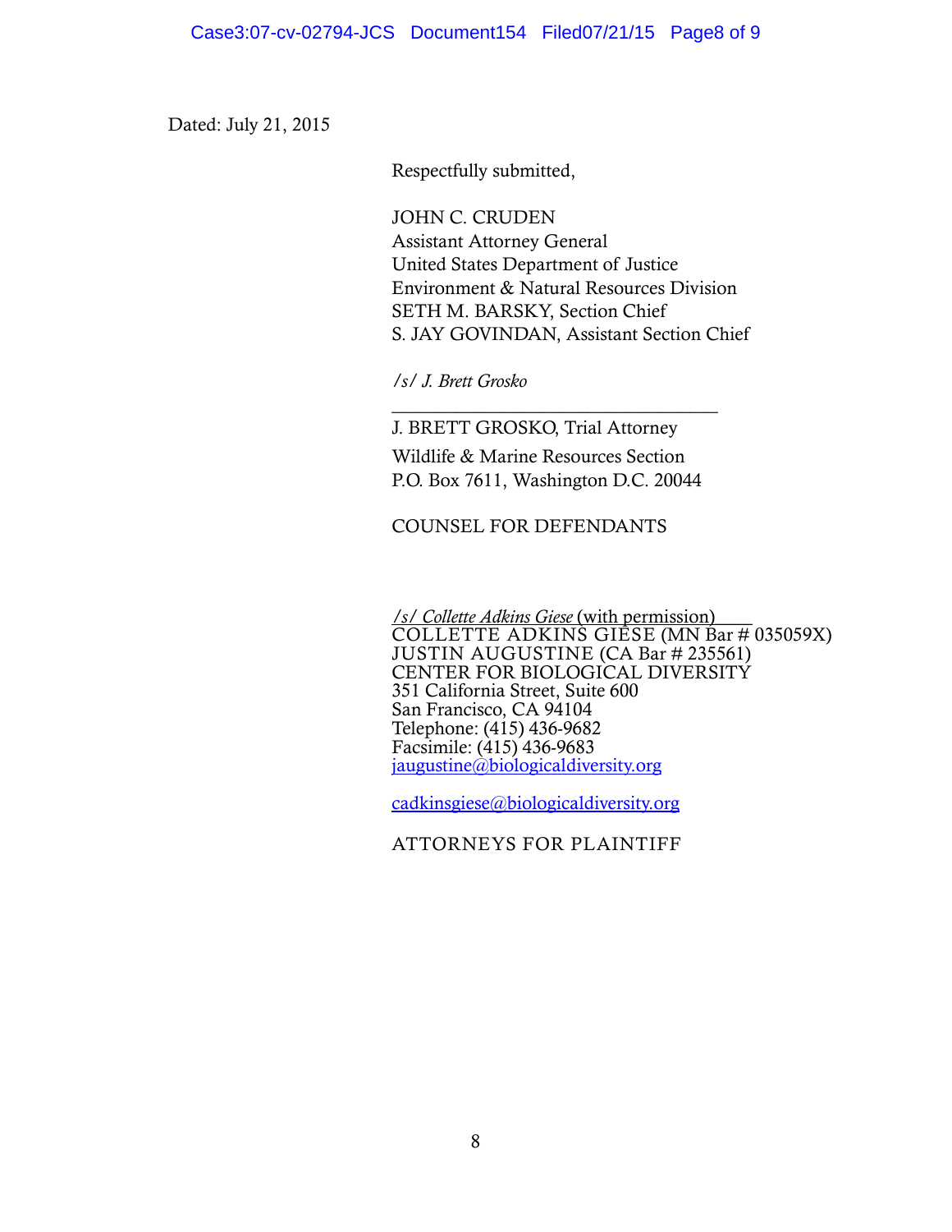Dated: July 21, 2015

Respectfully submitted,

JOHN C. CRUDEN
Assistant Attorney General
United States Department of Justice
Environment & Natural Resources Division
SETH M. BARSKY, Section Chief
S. JAY GOVINDAN, Assistant Section Chief

*/s/ J. Brett Grosko*

J. BRETT GROSKO, Trial Attorney
Wildlife & Marine Resources Section
P.O. Box 7611, Washington D.C. 20044

COUNSEL FOR DEFENDANTS

*/s/ Collette Adkins Giese* (with permission)
COLLETTE ADKINS GIESE (MN Bar # 035059X)
JUSTIN AUGUSTINE (CA Bar # 235561)
CENTER FOR BIOLOGICAL DIVERSITY
351 California Street, Suite 600
San Francisco, CA 94104
Telephone: (415) 436-9682
Facsimile: (415) 436-9683
jaugustine@biologicaldiversity.org

cadkinsgiese@biologicaldiversity.org

ATTORNEYS FOR PLAINTIFF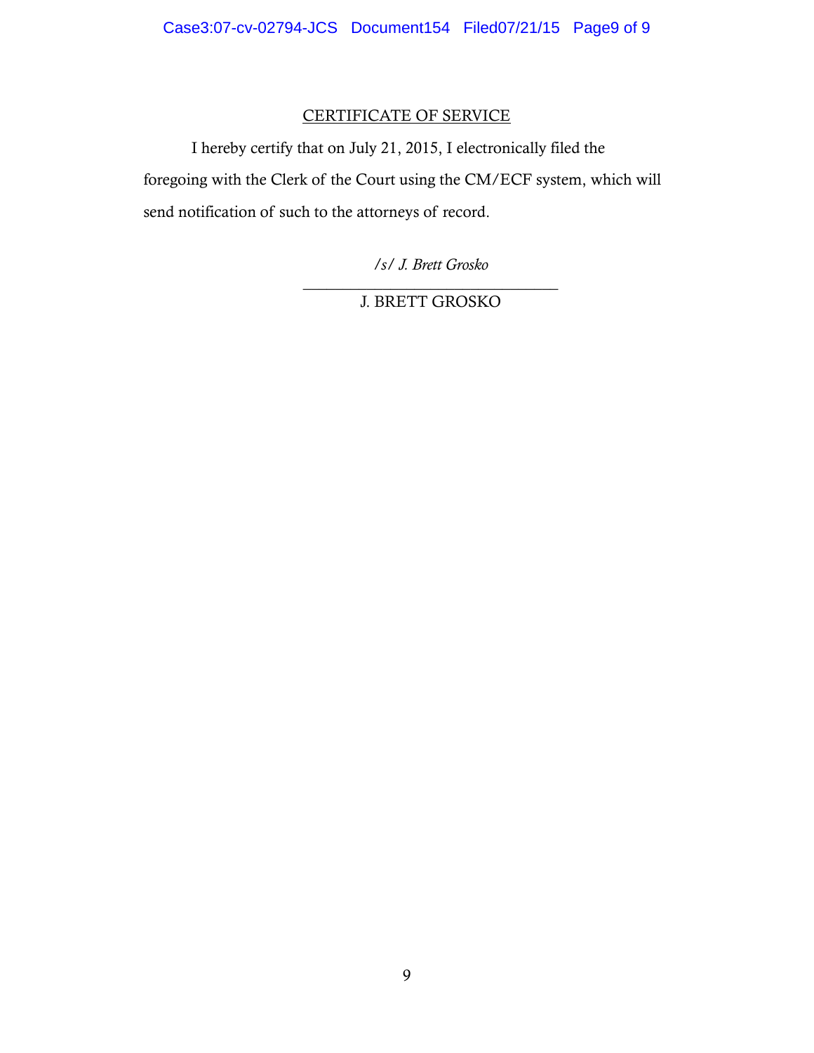## CERTIFICATE OF SERVICE

I hereby certify that on July 21, 2015, I electronically filed the foregoing with the Clerk of the Court using the CM/ECF system, which will send notification of such to the attorneys of record.

*/s/ J. Brett Grosko*

J. BRETT GROSKO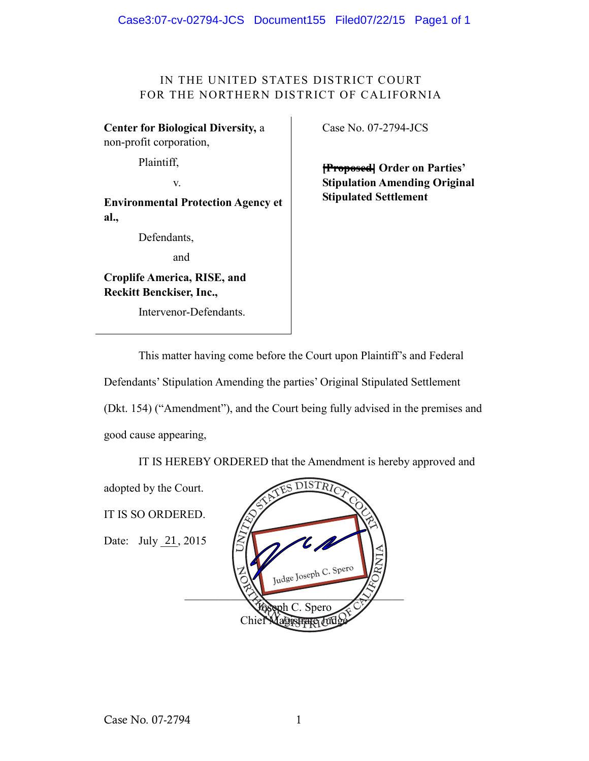IN THE UNITED STATES DISTRICT COURT
FOR THE NORTHERN DISTRICT OF CALIFORNIA

**Center for Biological Diversity,** a non-profit corporation,

Plaintiff,

v.

**Environmental Protection Agency et al.,**

Defendants,

and

**Croplife America, RISE, and Reckitt Benckiser, Inc.,**

Intervenor-Defendants.

Case No. 07-2794-JCS

**~~[Proposed]~~ Order on Parties' Stipulation Amending Original Stipulated Settlement**

This matter having come before the Court upon Plaintiff's and Federal Defendants' Stipulation Amending the parties' Original Stipulated Settlement (Dkt. 154) ("Amendment"), and the Court being fully advised in the premises and good cause appearing,

IT IS HEREBY ORDERED that the Amendment is hereby approved and adopted by the Court.

IT IS SO ORDERED.

Date: July 21, 2015

UNITED STATES DISTRICT COURT
NORTHERN DISTRICT OF CALIFORNIA
Judge Joseph C. Spero

Joseph C. Spero
Chief Magistrate Judge

Case No. 07-2794